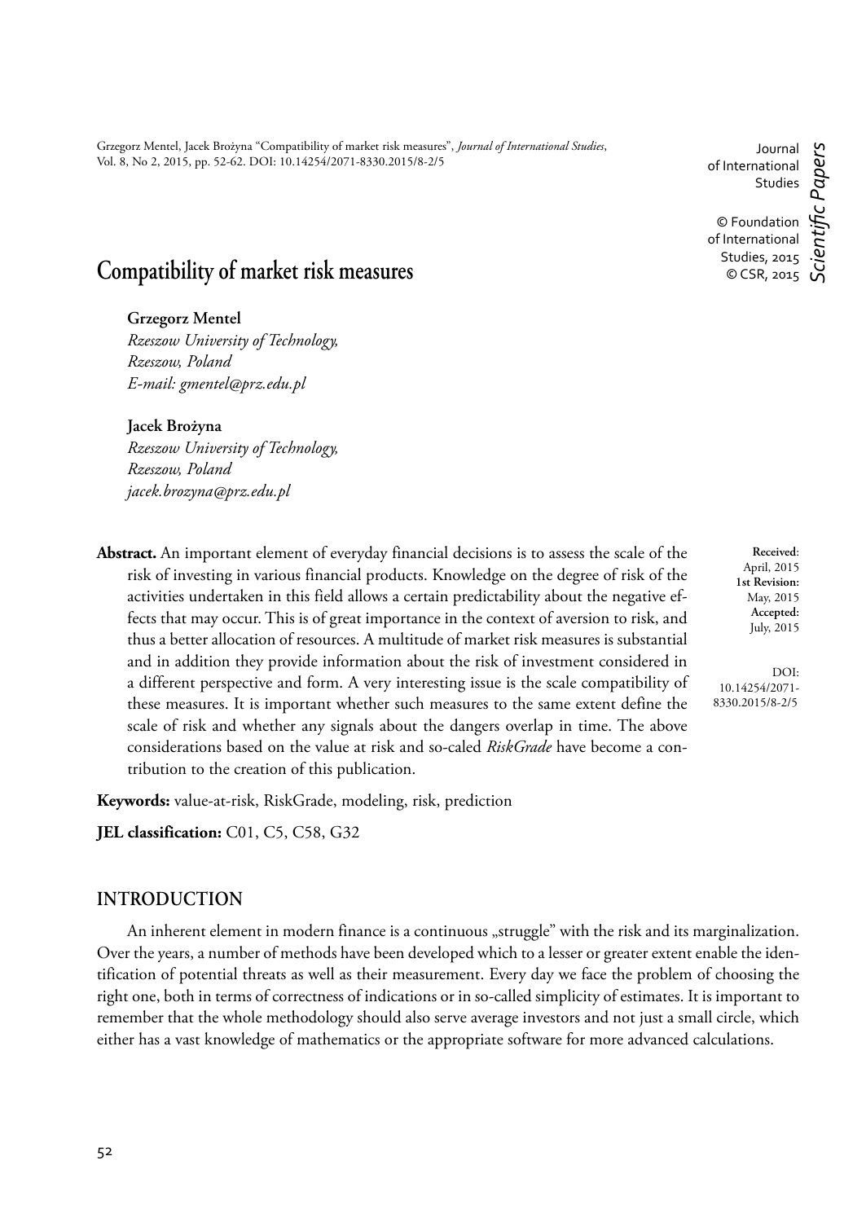Grzegorz Mentel, Jacek Brożyna "Compatibility of market risk measures", *Journal of International Studies*, Vol. 8, No 2, 2015, pp. 52-62. DOI: 10.14254/2071-8330.2015/8-2/5

Journal of International Studies

© Foundation of International Studies, 2015
© CSR, 2015

*Scientific Papers*

# Compatibility of market risk measures

**Grzegorz Mentel**
*Rzeszow University of Technology,*
*Rzeszow, Poland*
*E-mail: gmentel@prz.edu.pl*

**Jacek Brożyna**
*Rzeszow University of Technology,*
*Rzeszow, Poland*
*jacek.brozyna@prz.edu.pl*

**Received**: April, 2015
**1st Revision:** May, 2015
**Accepted:** July, 2015

DOI: 10.14254/2071-8330.2015/8-2/5

**Abstract.** An important element of everyday financial decisions is to assess the scale of the risk of investing in various financial products. Knowledge on the degree of risk of the activities undertaken in this field allows a certain predictability about the negative effects that may occur. This is of great importance in the context of aversion to risk, and thus a better allocation of resources. A multitude of market risk measures is substantial and in addition they provide information about the risk of investment considered in a different perspective and form. A very interesting issue is the scale compatibility of these measures. It is important whether such measures to the same extent define the scale of risk and whether any signals about the dangers overlap in time. The above considerations based on the value at risk and so-caled *RiskGrade* have become a contribution to the creation of this publication.

**Keywords:** value-at-risk, RiskGrade, modeling, risk, prediction

**JEL classification:** C01, C5, C58, G32

## INTRODUCTION

An inherent element in modern finance is a continuous „struggle" with the risk and its marginalization. Over the years, a number of methods have been developed which to a lesser or greater extent enable the identification of potential threats as well as their measurement. Every day we face the problem of choosing the right one, both in terms of correctness of indications or in so-called simplicity of estimates. It is important to remember that the whole methodology should also serve average investors and not just a small circle, which either has a vast knowledge of mathematics or the appropriate software for more advanced calculations.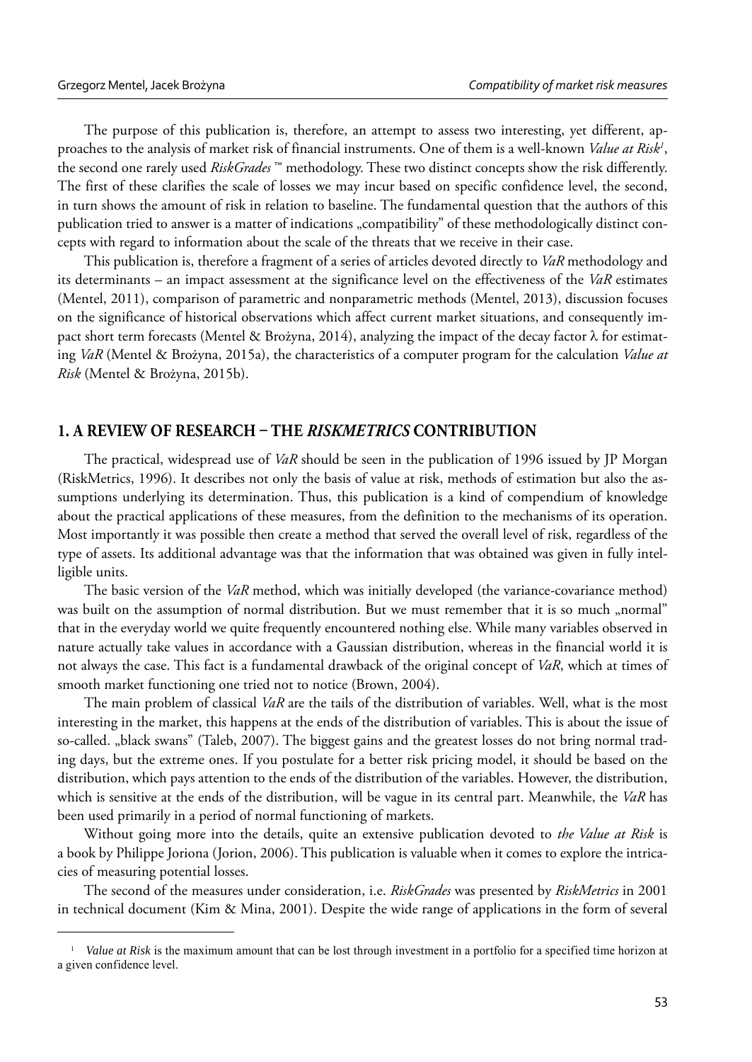The purpose of this publication is, therefore, an attempt to assess two interesting, yet different, approaches to the analysis of market risk of financial instruments. One of them is a well-known *Value at Risk*[1], the second one rarely used *RiskGrades* ™ methodology. These two distinct concepts show the risk differently. The first of these clarifies the scale of losses we may incur based on specific confidence level, the second, in turn shows the amount of risk in relation to baseline. The fundamental question that the authors of this publication tried to answer is a matter of indications „compatibility" of these methodologically distinct concepts with regard to information about the scale of the threats that we receive in their case.

This publication is, therefore a fragment of a series of articles devoted directly to *VaR* methodology and its determinants – an impact assessment at the significance level on the effectiveness of the *VaR* estimates (Mentel, 2011), comparison of parametric and nonparametric methods (Mentel, 2013), discussion focuses on the significance of historical observations which affect current market situations, and consequently impact short term forecasts (Mentel & Brożyna, 2014), analyzing the impact of the decay factor λ for estimating *VaR* (Mentel & Brożyna, 2015a), the characteristics of a computer program for the calculation *Value at Risk* (Mentel & Brożyna, 2015b).

## 1. A REVIEW OF RESEARCH – THE *RISKMETRICS* CONTRIBUTION

The practical, widespread use of *VaR* should be seen in the publication of 1996 issued by JP Morgan (RiskMetrics, 1996). It describes not only the basis of value at risk, methods of estimation but also the assumptions underlying its determination. Thus, this publication is a kind of compendium of knowledge about the practical applications of these measures, from the definition to the mechanisms of its operation. Most importantly it was possible then create a method that served the overall level of risk, regardless of the type of assets. Its additional advantage was that the information that was obtained was given in fully intelligible units.

The basic version of the *VaR* method, which was initially developed (the variance-covariance method) was built on the assumption of normal distribution. But we must remember that it is so much „normal" that in the everyday world we quite frequently encountered nothing else. While many variables observed in nature actually take values in accordance with a Gaussian distribution, whereas in the financial world it is not always the case. This fact is a fundamental drawback of the original concept of *VaR*, which at times of smooth market functioning one tried not to notice (Brown, 2004).

The main problem of classical *VaR* are the tails of the distribution of variables. Well, what is the most interesting in the market, this happens at the ends of the distribution of variables. This is about the issue of so-called. „black swans" (Taleb, 2007). The biggest gains and the greatest losses do not bring normal trading days, but the extreme ones. If you postulate for a better risk pricing model, it should be based on the distribution, which pays attention to the ends of the distribution of the variables. However, the distribution, which is sensitive at the ends of the distribution, will be vague in its central part. Meanwhile, the *VaR* has been used primarily in a period of normal functioning of markets.

Without going more into the details, quite an extensive publication devoted to *the Value at Risk* is a book by Philippe Joriona (Jorion, 2006). This publication is valuable when it comes to explore the intricacies of measuring potential losses.

The second of the measures under consideration, i.e. *RiskGrades* was presented by *RiskMetrics* in 2001 in technical document (Kim & Mina, 2001). Despite the wide range of applications in the form of several

---

[1] *Value at Risk* is the maximum amount that can be lost through investment in a portfolio for a specified time horizon at a given confidence level.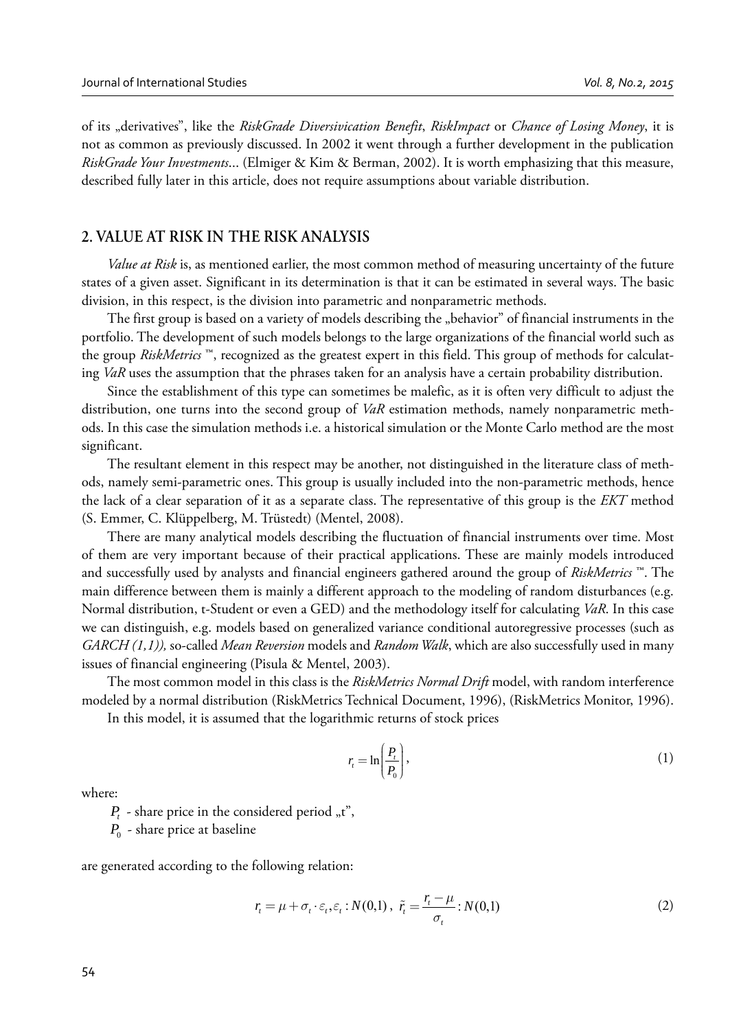of its „derivatives", like the *RiskGrade Diversivication Benefit*, *RiskImpact* or *Chance of Losing Money*, it is not as common as previously discussed. In 2002 it went through a further development in the publication *RiskGrade Your Investments*... (Elmiger & Kim & Berman, 2002). It is worth emphasizing that this measure, described fully later in this article, does not require assumptions about variable distribution.

## 2. VALUE AT RISK IN THE RISK ANALYSIS

*Value at Risk* is, as mentioned earlier, the most common method of measuring uncertainty of the future states of a given asset. Significant in its determination is that it can be estimated in several ways. The basic division, in this respect, is the division into parametric and nonparametric methods.

The first group is based on a variety of models describing the „behavior" of financial instruments in the portfolio. The development of such models belongs to the large organizations of the financial world such as the group *RiskMetrics* ™, recognized as the greatest expert in this field. This group of methods for calculating *VaR* uses the assumption that the phrases taken for an analysis have a certain probability distribution.

Since the establishment of this type can sometimes be malefic, as it is often very difficult to adjust the distribution, one turns into the second group of *VaR* estimation methods, namely nonparametric methods. In this case the simulation methods i.e. a historical simulation or the Monte Carlo method are the most significant.

The resultant element in this respect may be another, not distinguished in the literature class of methods, namely semi-parametric ones. This group is usually included into the non-parametric methods, hence the lack of a clear separation of it as a separate class. The representative of this group is the *EKT* method (S. Emmer, C. Klüppelberg, M. Trüstedt) (Mentel, 2008).

There are many analytical models describing the fluctuation of financial instruments over time. Most of them are very important because of their practical applications. These are mainly models introduced and successfully used by analysts and financial engineers gathered around the group of *RiskMetrics* ™. The main difference between them is mainly a different approach to the modeling of random disturbances (e.g. Normal distribution, t-Student or even a GED) and the methodology itself for calculating *VaR*. In this case we can distinguish, e.g. models based on generalized variance conditional autoregressive processes (such as *GARCH (1,1)),* so-called *Mean Reversion* models and *Random Walk*, which are also successfully used in many issues of financial engineering (Pisula & Mentel, 2003).

The most common model in this class is the *RiskMetrics Normal Drift* model, with random interference modeled by a normal distribution (RiskMetrics Technical Document, 1996), (RiskMetrics Monitor, 1996).

In this model, it is assumed that the logarithmic returns of stock prices

$$r_t = \ln\left(\frac{P_t}{P_0}\right), \tag{1}$$

where:

$P_t$ - share price in the considered period „t",

$P_0$ - share price at baseline

are generated according to the following relation:

$$r_t = \mu + \sigma_t \cdot \varepsilon_t, \varepsilon_t : N(0,1)\,,\ \tilde{r}_t = \frac{r_t - \mu}{\sigma_t} : N(0,1) \tag{2}$$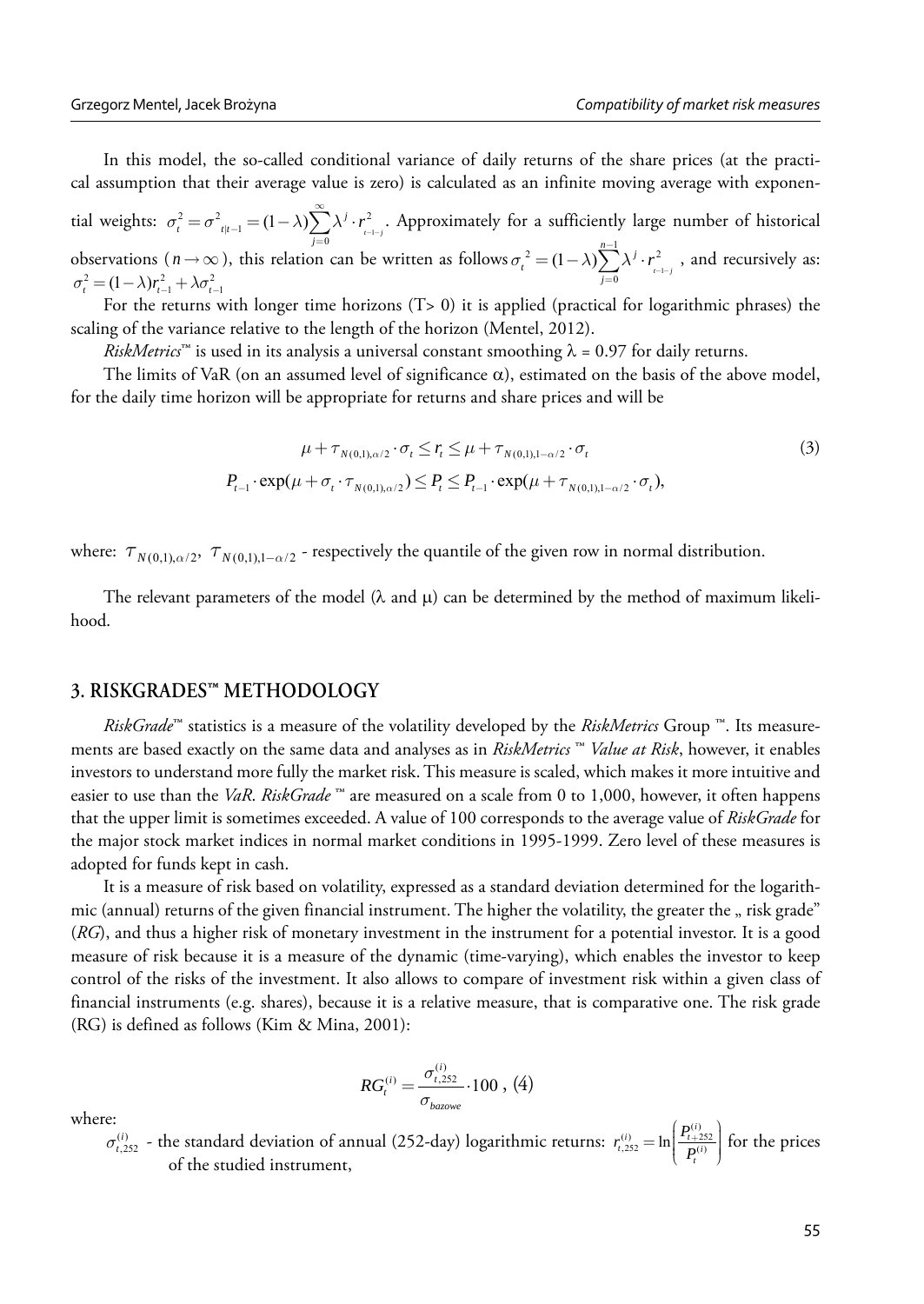In this model, the so-called conditional variance of daily returns of the share prices (at the practical assumption that their average value is zero) is calculated as an infinite moving average with exponential weights: $\sigma_t^2 = \sigma^2_{t|t-1} = (1-\lambda)\sum_{j=0}^{\infty} \lambda^j \cdot r^2_{t-1-j}$. Approximately for a sufficiently large number of historical observations ($n \to \infty$), this relation can be written as follows $\sigma_t^{\;2} = (1-\lambda)\sum_{j=0}^{n-1} \lambda^j \cdot r^2_{t-1-j}$ , and recursively as: $\sigma_t^2 = (1-\lambda)r_{t-1}^2 + \lambda\sigma_{t-1}^2$

For the returns with longer time horizons (T> 0) it is applied (practical for logarithmic phrases) the scaling of the variance relative to the length of the horizon (Mentel, 2012).

*RiskMetrics*™ is used in its analysis a universal constant smoothing $\lambda$ = 0.97 for daily returns.

The limits of VaR (on an assumed level of significance $\alpha$), estimated on the basis of the above model, for the daily time horizon will be appropriate for returns and share prices and will be

$$\mu + \tau_{N(0,1),\alpha/2} \cdot \sigma_t \leq r_t \leq \mu + \tau_{N(0,1),1-\alpha/2} \cdot \sigma_t \tag{3}$$
$$P_{t-1} \cdot \exp(\mu + \sigma_t \cdot \tau_{N(0,1),\alpha/2}) \leq P_t \leq P_{t-1} \cdot \exp(\mu + \tau_{N(0,1),1-\alpha/2} \cdot \sigma_t),$$

where: $\tau_{N(0,1),\alpha/2}$, $\tau_{N(0,1),1-\alpha/2}$ - respectively the quantile of the given row in normal distribution.

The relevant parameters of the model ($\lambda$ and $\mu$) can be determined by the method of maximum likelihood.

## 3. RISKGRADES™ METHODOLOGY

*RiskGrade*™ statistics is a measure of the volatility developed by the *RiskMetrics* Group ™. Its measurements are based exactly on the same data and analyses as in *RiskMetrics ™ Value at Risk*, however, it enables investors to understand more fully the market risk. This measure is scaled, which makes it more intuitive and easier to use than the *VaR*. *RiskGrade* ™ are measured on a scale from 0 to 1,000, however, it often happens that the upper limit is sometimes exceeded. A value of 100 corresponds to the average value of *RiskGrade* for the major stock market indices in normal market conditions in 1995-1999. Zero level of these measures is adopted for funds kept in cash.

It is a measure of risk based on volatility, expressed as a standard deviation determined for the logarithmic (annual) returns of the given financial instrument. The higher the volatility, the greater the „ risk grade" (*RG*), and thus a higher risk of monetary investment in the instrument for a potential investor. It is a good measure of risk because it is a measure of the dynamic (time-varying), which enables the investor to keep control of the risks of the investment. It also allows to compare of investment risk within a given class of financial instruments (e.g. shares), because it is a relative measure, that is comparative one. The risk grade (RG) is defined as follows (Kim & Mina, 2001):

$$RG_t^{(i)} = \frac{\sigma_{t,252}^{(i)}}{\sigma_{bazowe}} \cdot 100 \text{ , } (4)$$

where:

$\sigma_{t,252}^{(i)}$ - the standard deviation of annual (252-day) logarithmic returns: $r_{t,252}^{(i)} = \ln\left(\frac{P_{t+252}^{(i)}}{P_t^{(i)}}\right)$ for the prices of the studied instrument,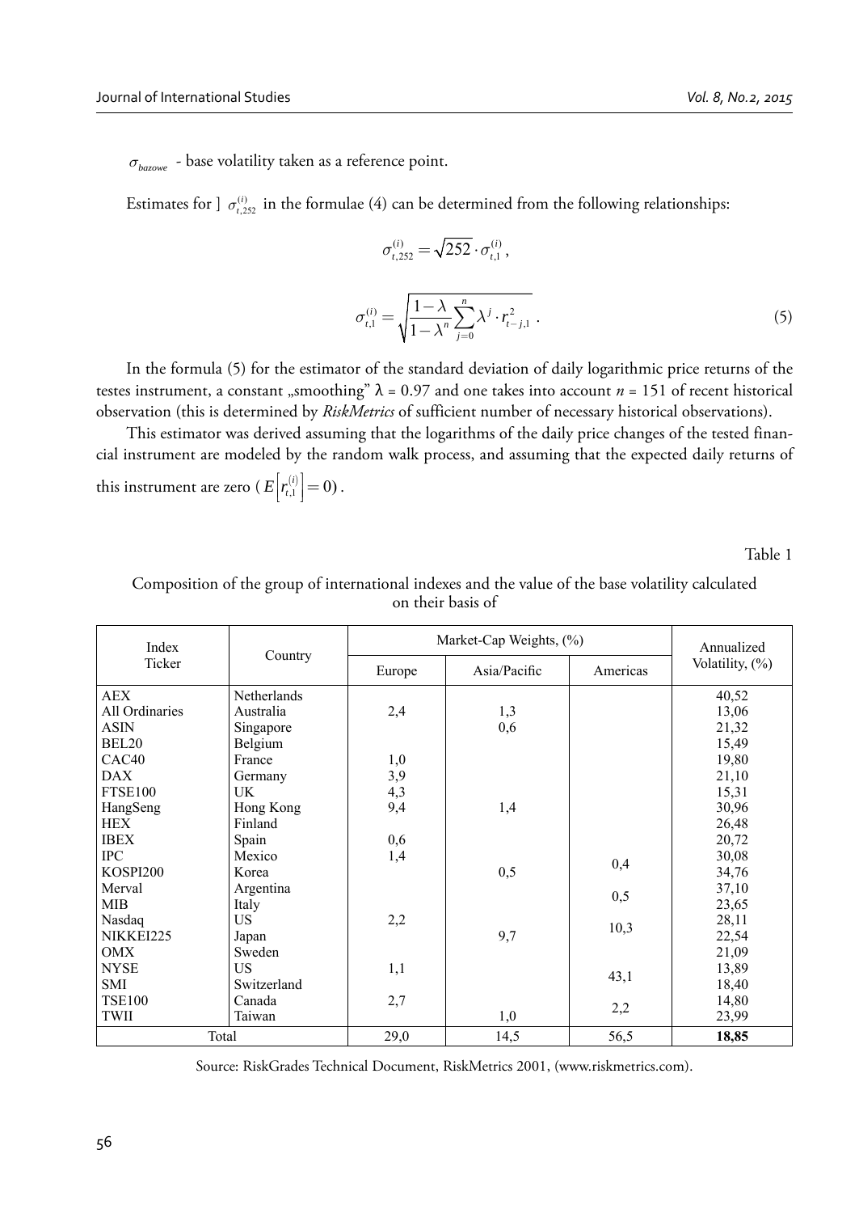$\sigma_{bazowe}$ - base volatility taken as a reference point.

Estimates for ] $\sigma_{t,252}^{(i)}$ in the formulae (4) can be determined from the following relationships:

$$\sigma_{t,252}^{(i)} = \sqrt{252} \cdot \sigma_{t,1}^{(i)},$$

$$\sigma_{t,1}^{(i)} = \sqrt{\frac{1-\lambda}{1-\lambda^n} \sum_{j=0}^{n} \lambda^j \cdot r_{t-j,1}^2} . \tag{5}$$

In the formula (5) for the estimator of the standard deviation of daily logarithmic price returns of the testes instrument, a constant „smoothing" λ = 0.97 and one takes into account $n$ = 151 of recent historical observation (this is determined by *RiskMetrics* of sufficient number of necessary historical observations).

This estimator was derived assuming that the logarithms of the daily price changes of the tested financial instrument are modeled by the random walk process, and assuming that the expected daily returns of this instrument are zero ($E\left[r_{t,1}^{(i)}\right] = 0$).

Table 1

Composition of the group of international indexes and the value of the base volatility calculated on their basis of

| Index Ticker | Country | Market-Cap Weights, (%) | | | Annualized Volatility, (%) |
|---|---|---|---|---|---|
| | | Europe | Asia/Pacific | Americas | |
| AEX | Netherlands | | | | 40,52 |
| All Ordinaries | Australia | 2,4 | 1,3 | | 13,06 |
| ASIN | Singapore | | 0,6 | | 21,32 |
| BEL20 | Belgium | | | | 15,49 |
| CAC40 | France | 1,0 | | | 19,80 |
| DAX | Germany | 3,9 | | | 21,10 |
| FTSE100 | UK | 4,3 | | | 15,31 |
| HangSeng | Hong Kong | 9,4 | 1,4 | | 30,96 |
| HEX | Finland | | | | 26,48 |
| IBEX | Spain | 0,6 | | | 20,72 |
| IPC | Mexico | 1,4 | | 0,4 | 30,08 |
| KOSPI200 | Korea | | 0,5 | | 34,76 |
| Merval | Argentina | | | 0,5 | 37,10 |
| MIB | Italy | | | | 23,65 |
| Nasdaq | US | 2,2 | | 10,3 | 28,11 |
| NIKKEI225 | Japan | | 9,7 | | 22,54 |
| OMX | Sweden | | | | 21,09 |
| NYSE | US | 1,1 | | 43,1 | 13,89 |
| SMI | Switzerland | | | | 18,40 |
| TSE100 | Canada | 2,7 | | 2,2 | 14,80 |
| TWII | Taiwan | | 1,0 | | 23,99 |
| Total | | 29,0 | 14,5 | 56,5 | **18,85** |

Source: RiskGrades Technical Document, RiskMetrics 2001, (www.riskmetrics.com).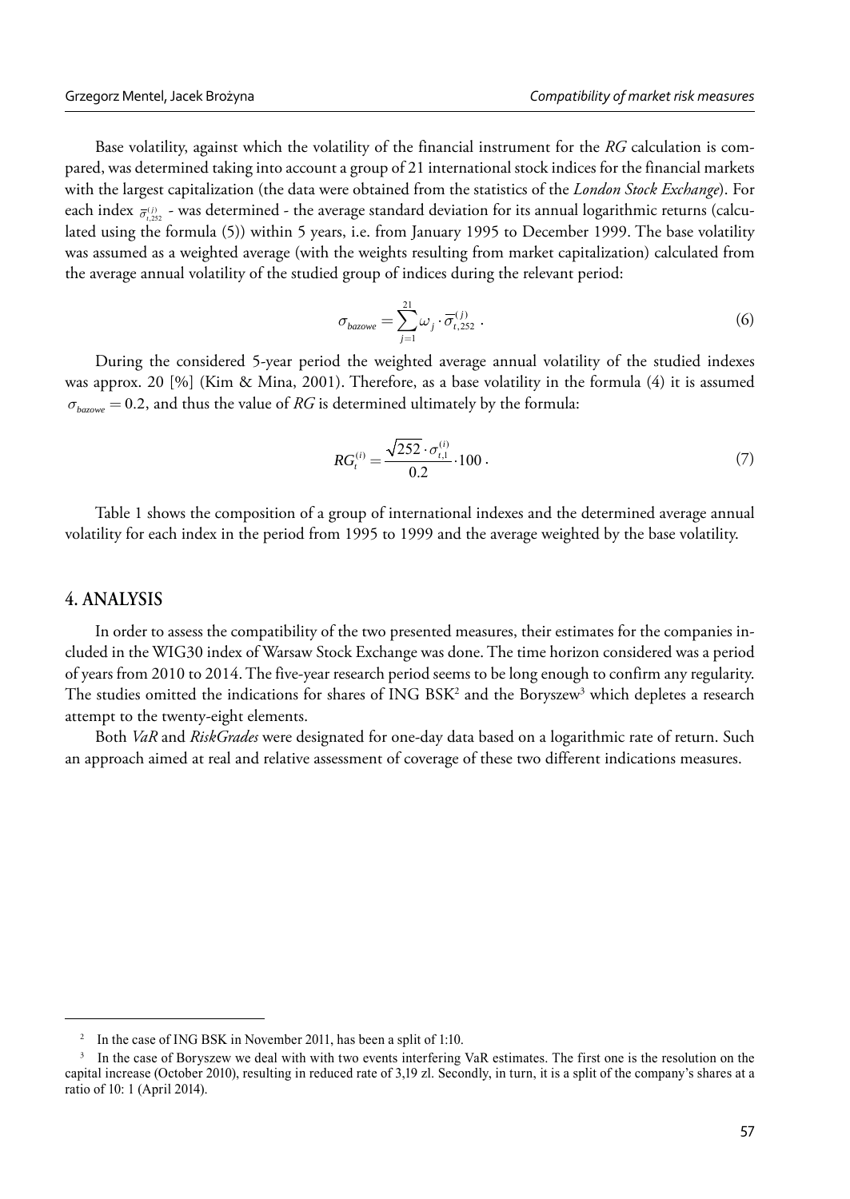Base volatility, against which the volatility of the financial instrument for the *RG* calculation is compared, was determined taking into account a group of 21 international stock indices for the financial markets with the largest capitalization (the data were obtained from the statistics of the *London Stock Exchange*). For each index $\bar{\sigma}_{t,252}^{(j)}$ - was determined - the average standard deviation for its annual logarithmic returns (calculated using the formula (5)) within 5 years, i.e. from January 1995 to December 1999. The base volatility was assumed as a weighted average (with the weights resulting from market capitalization) calculated from the average annual volatility of the studied group of indices during the relevant period:

$$\sigma_{bazowe} = \sum_{j=1}^{21} \omega_j \cdot \bar{\sigma}_{t,252}^{(j)} . \tag{6}$$

During the considered 5-year period the weighted average annual volatility of the studied indexes was approx. 20 [%] (Kim & Mina, 2001). Therefore, as a base volatility in the formula (4) it is assumed $\sigma_{bazowe} = 0.2$, and thus the value of *RG* is determined ultimately by the formula:

$$RG_t^{(i)} = \frac{\sqrt{252} \cdot \sigma_{t,1}^{(i)}}{0.2} \cdot 100 . \tag{7}$$

Table 1 shows the composition of a group of international indexes and the determined average annual volatility for each index in the period from 1995 to 1999 and the average weighted by the base volatility.

## 4. ANALYSIS

In order to assess the compatibility of the two presented measures, their estimates for the companies included in the WIG30 index of Warsaw Stock Exchange was done. The time horizon considered was a period of years from 2010 to 2014. The five-year research period seems to be long enough to confirm any regularity. The studies omitted the indications for shares of ING BSK[2] and the Boryszew[3] which depletes a research attempt to the twenty-eight elements.

Both *VaR* and *RiskGrades* were designated for one-day data based on a logarithmic rate of return. Such an approach aimed at real and relative assessment of coverage of these two different indications measures.

[2] In the case of ING BSK in November 2011, has been a split of 1:10.

[3] In the case of Boryszew we deal with with two events interfering VaR estimates. The first one is the resolution on the capital increase (October 2010), resulting in reduced rate of 3,19 zl. Secondly, in turn, it is a split of the company's shares at a ratio of 10: 1 (April 2014).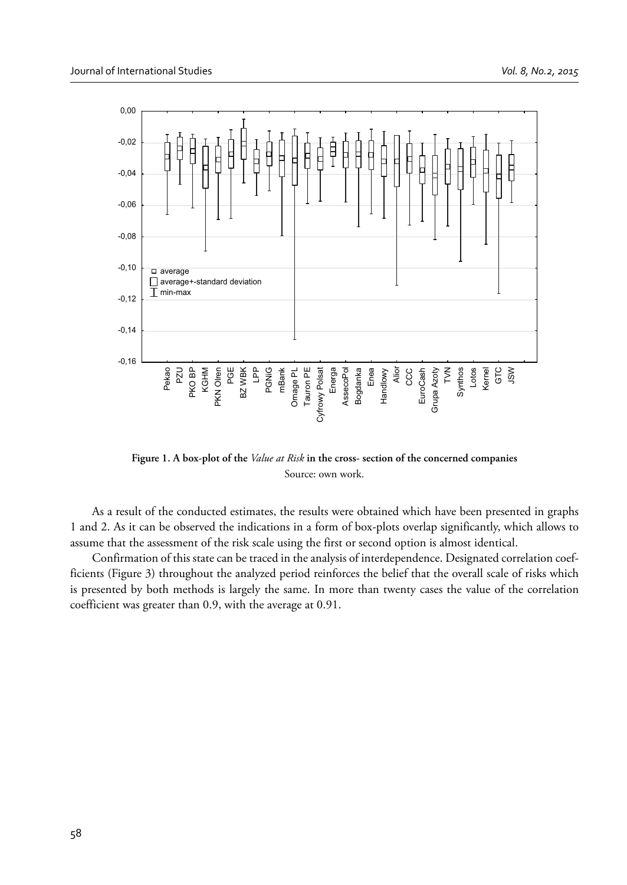**Figure 1. A box-plot of the *Value at Risk* in the cross- section of the concerned companies**

Source: own work.

As a result of the conducted estimates, the results were obtained which have been presented in graphs 1 and 2. As it can be observed the indications in a form of box-plots overlap significantly, which allows to assume that the assessment of the risk scale using the first or second option is almost identical.

Confirmation of this state can be traced in the analysis of interdependence. Designated correlation coefficients (Figure 3) throughout the analyzed period reinforces the belief that the overall scale of risks which is presented by both methods is largely the same. In more than twenty cases the value of the correlation coefficient was greater than 0.9, with the average at 0.91.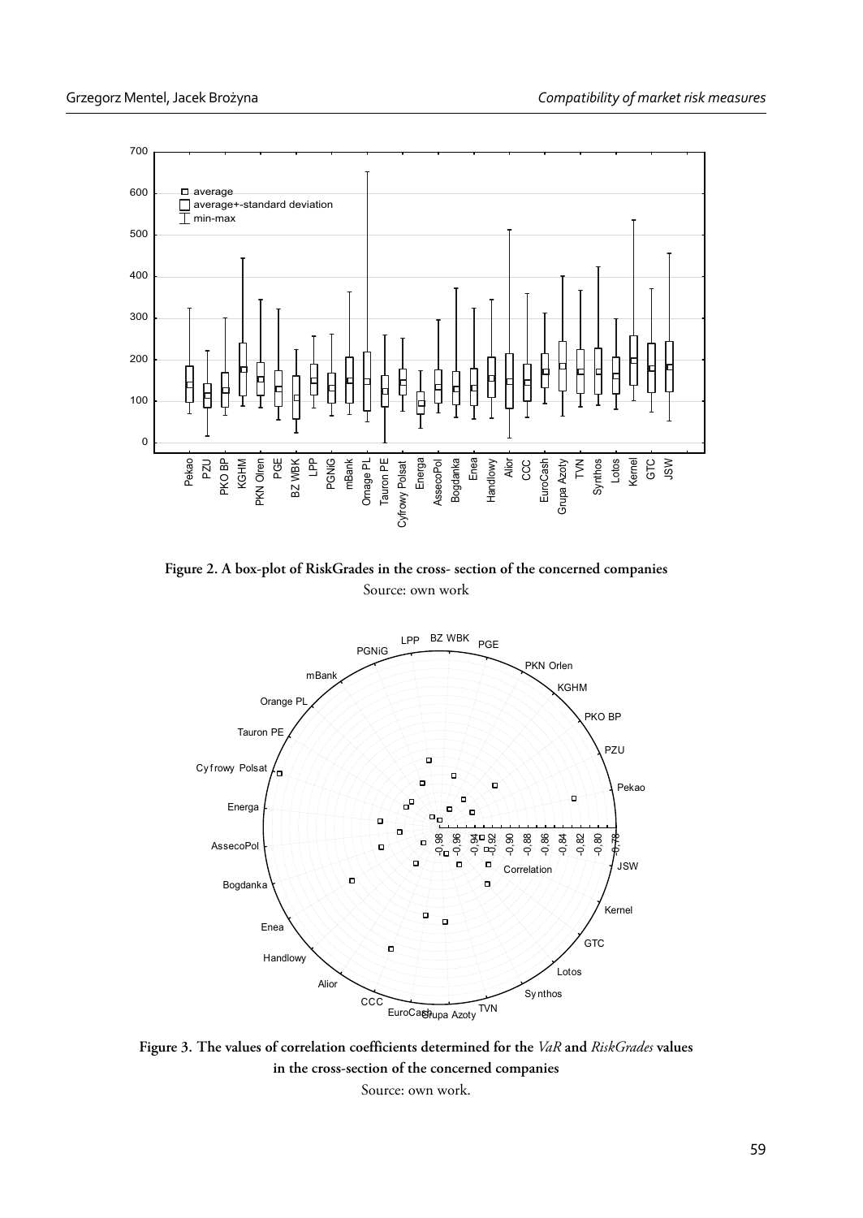**Figure 2. A box-plot of RiskGrades in the cross- section of the concerned companies**

Source: own work

**Figure 3. The values of correlation coefficients determined for the *VaR* and *RiskGrades* values in the cross-section of the concerned companies**

Source: own work.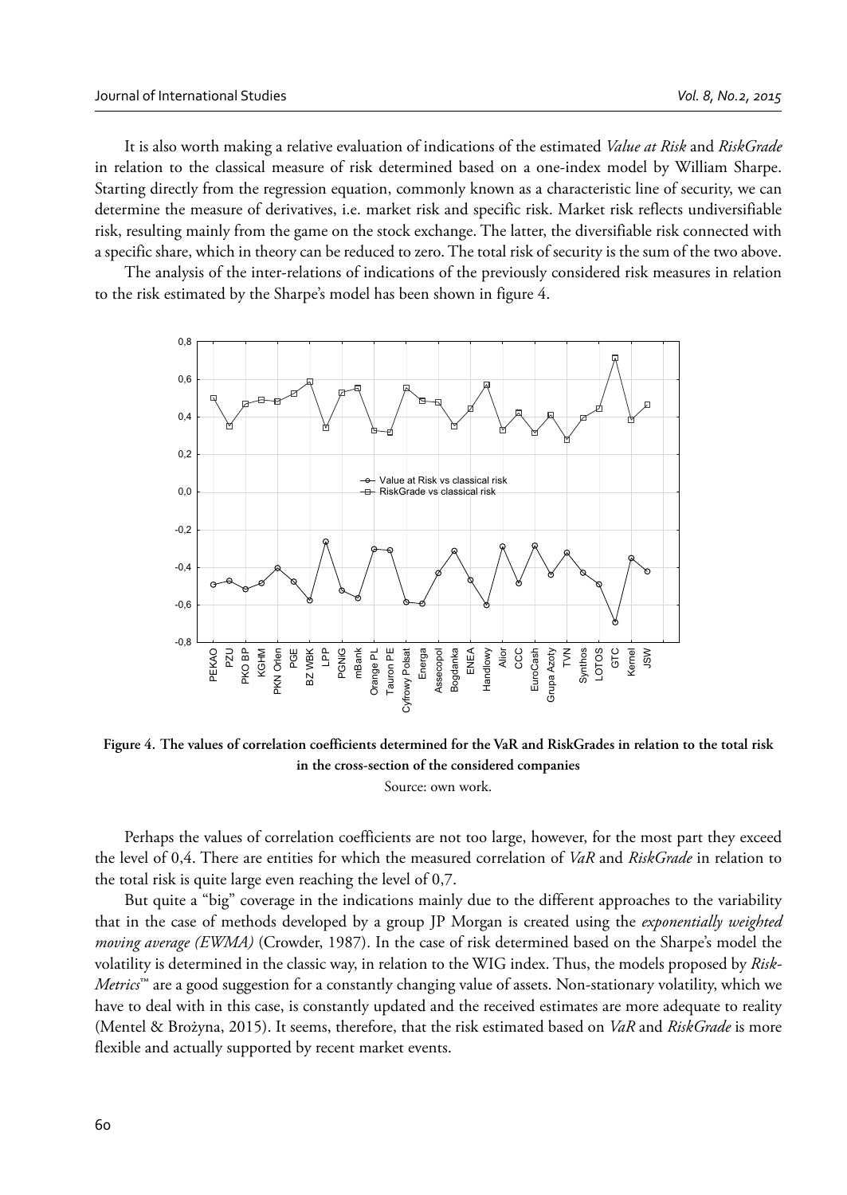It is also worth making a relative evaluation of indications of the estimated *Value at Risk* and *RiskGrade* in relation to the classical measure of risk determined based on a one-index model by William Sharpe. Starting directly from the regression equation, commonly known as a characteristic line of security, we can determine the measure of derivatives, i.e. market risk and specific risk. Market risk reflects undiversifiable risk, resulting mainly from the game on the stock exchange. The latter, the diversifiable risk connected with a specific share, which in theory can be reduced to zero. The total risk of security is the sum of the two above.

The analysis of the inter-relations of indications of the previously considered risk measures in relation to the risk estimated by the Sharpe's model has been shown in figure 4.

**Figure 4. The values of correlation coefficients determined for the VaR and RiskGrades in relation to the total risk in the cross-section of the considered companies**

Source: own work.

Perhaps the values of correlation coefficients are not too large, however, for the most part they exceed the level of 0,4. There are entities for which the measured correlation of *VaR* and *RiskGrade* in relation to the total risk is quite large even reaching the level of 0,7.

But quite a "big" coverage in the indications mainly due to the different approaches to the variability that in the case of methods developed by a group JP Morgan is created using the *exponentially weighted moving average (EWMA)* (Crowder, 1987). In the case of risk determined based on the Sharpe's model the volatility is determined in the classic way, in relation to the WIG index. Thus, the models proposed by *RiskMetrics*™ are a good suggestion for a constantly changing value of assets. Non-stationary volatility, which we have to deal with in this case, is constantly updated and the received estimates are more adequate to reality (Mentel & Brożyna, 2015). It seems, therefore, that the risk estimated based on *VaR* and *RiskGrade* is more flexible and actually supported by recent market events.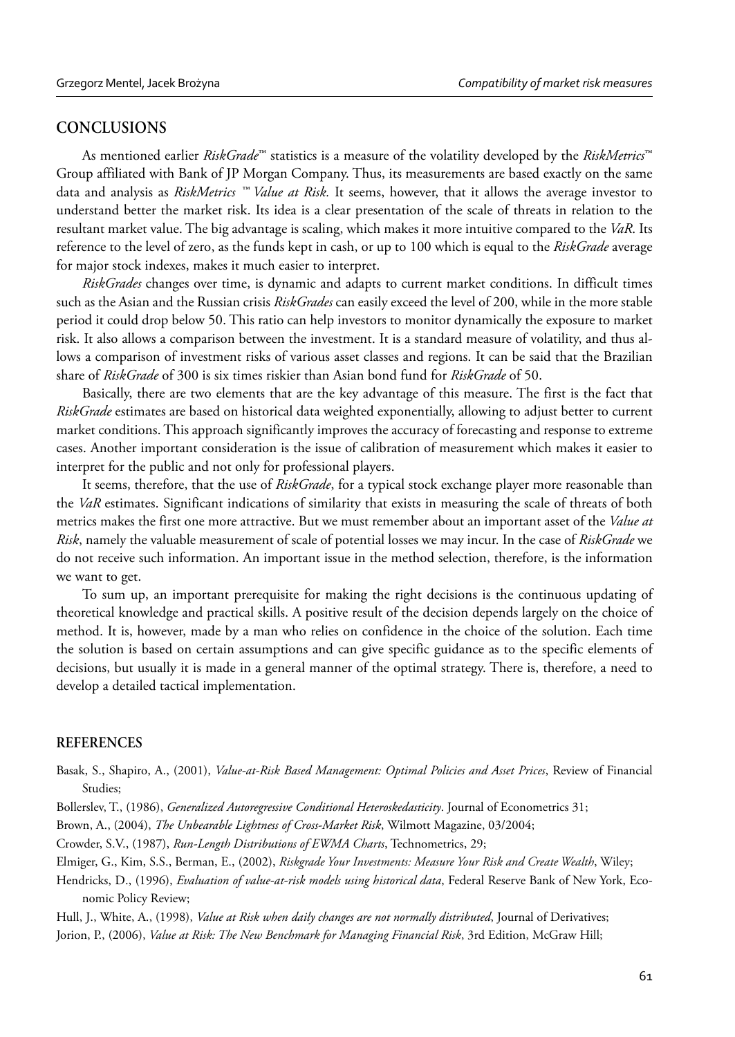## CONCLUSIONS

As mentioned earlier *RiskGrade*™ statistics is a measure of the volatility developed by the *RiskMetrics*™ Group affiliated with Bank of JP Morgan Company. Thus, its measurements are based exactly on the same data and analysis as *RiskMetrics ™ Value at Risk.* It seems, however, that it allows the average investor to understand better the market risk. Its idea is a clear presentation of the scale of threats in relation to the resultant market value. The big advantage is scaling, which makes it more intuitive compared to the *VaR*. Its reference to the level of zero, as the funds kept in cash, or up to 100 which is equal to the *RiskGrade* average for major stock indexes, makes it much easier to interpret.

*RiskGrades* changes over time, is dynamic and adapts to current market conditions. In difficult times such as the Asian and the Russian crisis *RiskGrades* can easily exceed the level of 200, while in the more stable period it could drop below 50. This ratio can help investors to monitor dynamically the exposure to market risk. It also allows a comparison between the investment. It is a standard measure of volatility, and thus allows a comparison of investment risks of various asset classes and regions. It can be said that the Brazilian share of *RiskGrade* of 300 is six times riskier than Asian bond fund for *RiskGrade* of 50.

Basically, there are two elements that are the key advantage of this measure. The first is the fact that *RiskGrade* estimates are based on historical data weighted exponentially, allowing to adjust better to current market conditions. This approach significantly improves the accuracy of forecasting and response to extreme cases. Another important consideration is the issue of calibration of measurement which makes it easier to interpret for the public and not only for professional players.

It seems, therefore, that the use of *RiskGrade*, for a typical stock exchange player more reasonable than the *VaR* estimates. Significant indications of similarity that exists in measuring the scale of threats of both metrics makes the first one more attractive. But we must remember about an important asset of the *Value at Risk*, namely the valuable measurement of scale of potential losses we may incur. In the case of *RiskGrade* we do not receive such information. An important issue in the method selection, therefore, is the information we want to get.

To sum up, an important prerequisite for making the right decisions is the continuous updating of theoretical knowledge and practical skills. A positive result of the decision depends largely on the choice of method. It is, however, made by a man who relies on confidence in the choice of the solution. Each time the solution is based on certain assumptions and can give specific guidance as to the specific elements of decisions, but usually it is made in a general manner of the optimal strategy. There is, therefore, a need to develop a detailed tactical implementation.

## REFERENCES

Basak, S., Shapiro, A., (2001), *Value-at-Risk Based Management: Optimal Policies and Asset Prices*, Review of Financial Studies;

Bollerslev, T., (1986), *Generalized Autoregressive Conditional Heteroskedasticity*. Journal of Econometrics 31;

Brown, A., (2004), *The Unbearable Lightness of Cross-Market Risk*, Wilmott Magazine, 03/2004;

Crowder, S.V., (1987), *Run-Length Distributions of EWMA Charts*, Technometrics, 29;

Elmiger, G., Kim, S.S., Berman, E., (2002), *Riskgrade Your Investments: Measure Your Risk and Create Wealth*, Wiley;

Hendricks, D., (1996), *Evaluation of value-at-risk models using historical data*, Federal Reserve Bank of New York, Economic Policy Review;

Hull, J., White, A., (1998), *Value at Risk when daily changes are not normally distributed*, Journal of Derivatives;

Jorion, P., (2006), *Value at Risk: The New Benchmark for Managing Financial Risk*, 3rd Edition, McGraw Hill;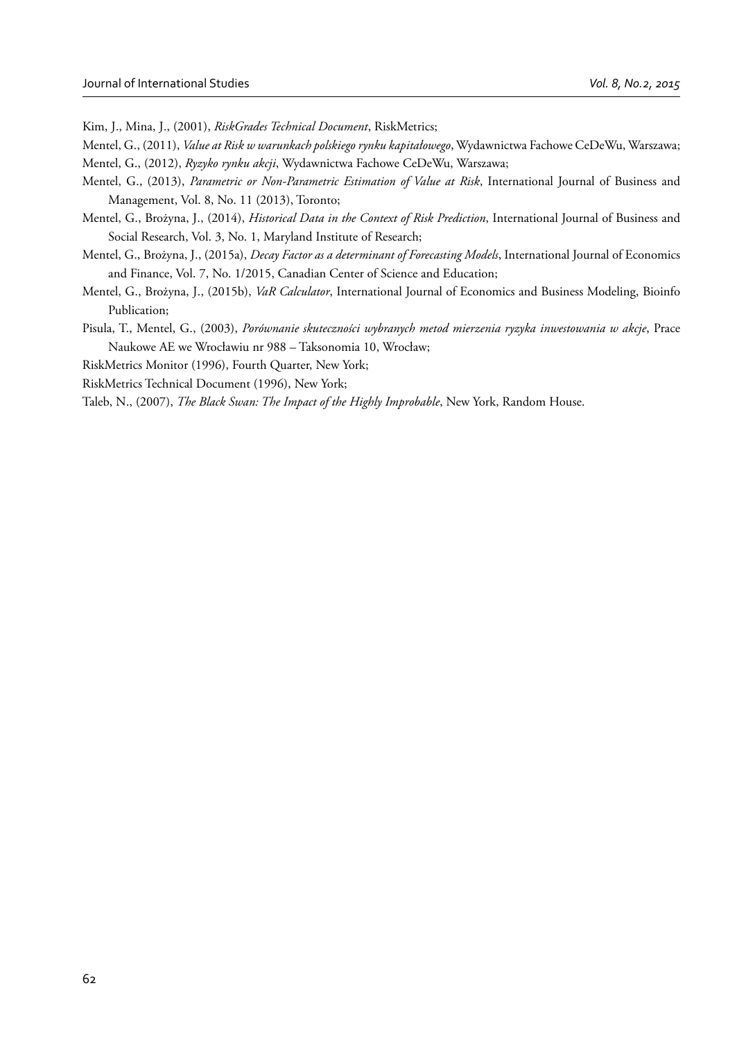Kim, J., Mina, J., (2001), *RiskGrades Technical Document*, RiskMetrics;

Mentel, G., (2011), *Value at Risk w warunkach polskiego rynku kapitałowego*, Wydawnictwa Fachowe CeDeWu, Warszawa;

Mentel, G., (2012), *Ryzyko rynku akcji*, Wydawnictwa Fachowe CeDeWu, Warszawa;

Mentel, G., (2013), *Parametric or Non-Parametric Estimation of Value at Risk*, International Journal of Business and Management, Vol. 8, No. 11 (2013), Toronto;

Mentel, G., Brożyna, J., (2014), *Historical Data in the Context of Risk Prediction*, International Journal of Business and Social Research, Vol. 3, No. 1, Maryland Institute of Research;

Mentel, G., Brożyna, J., (2015a), *Decay Factor as a determinant of Forecasting Models*, International Journal of Economics and Finance, Vol. 7, No. 1/2015, Canadian Center of Science and Education;

Mentel, G., Brożyna, J., (2015b), *VaR Calculator*, International Journal of Economics and Business Modeling, Bioinfo Publication;

Pisula, T., Mentel, G., (2003), *Porównanie skuteczności wybranych metod mierzenia ryzyka inwestowania w akcje*, Prace Naukowe AE we Wrocławiu nr 988 – Taksonomia 10, Wrocław;

RiskMetrics Monitor (1996), Fourth Quarter, New York;

RiskMetrics Technical Document (1996), New York;

Taleb, N., (2007), *The Black Swan: The Impact of the Highly Improbable*, New York, Random House.